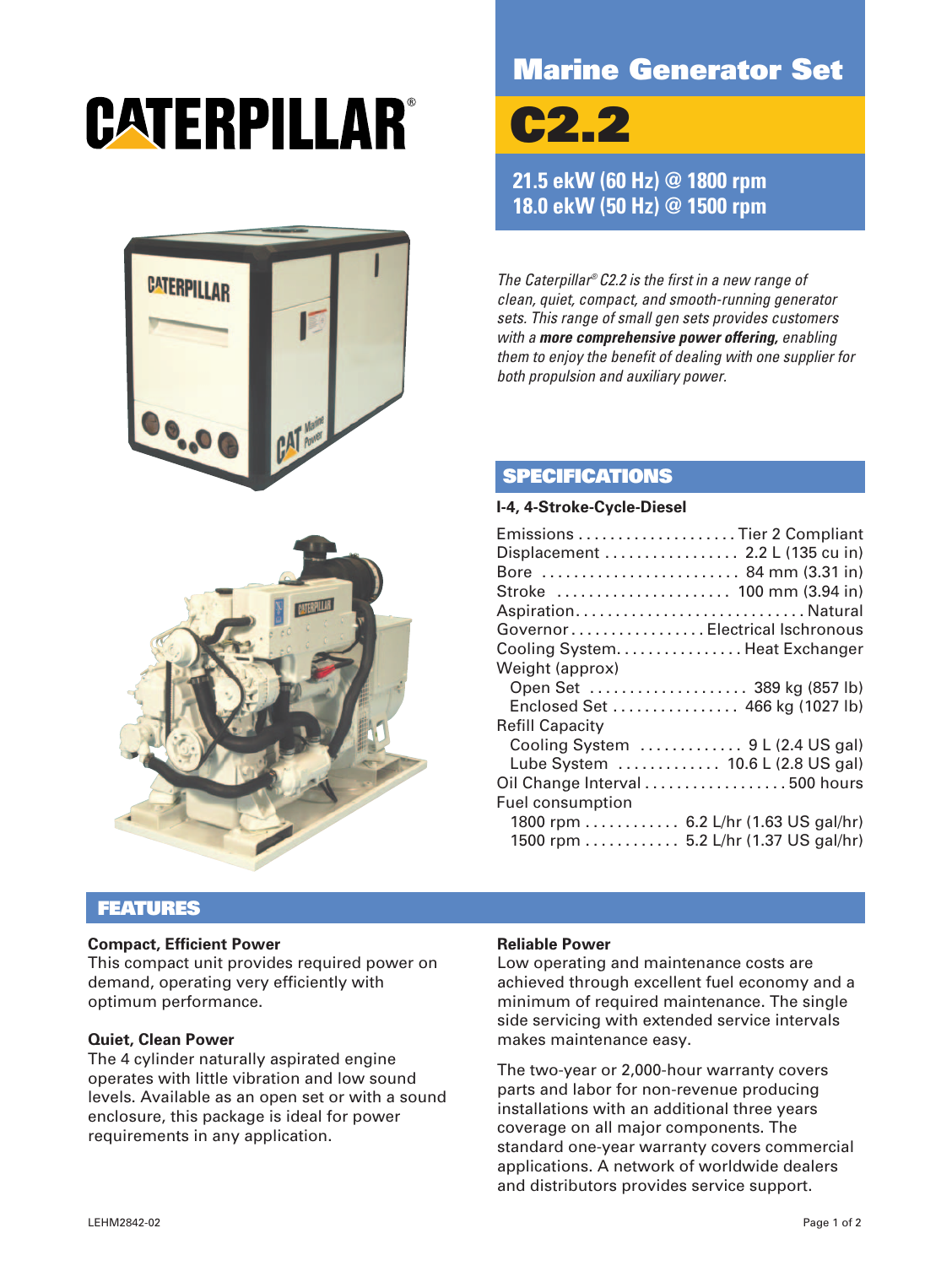# CATERPILLAR

# Marine Generator Set

# C2.2

**21.5 ekW (60 Hz) @ 1800 rpm**
**18.0 ekW (50 Hz) @ 1500 rpm**

*The Caterpillar® C2.2 is the first in a new range of clean, quiet, compact, and smooth-running generator sets. This range of small gen sets provides customers with a* ***more comprehensive power offering,*** *enabling them to enjoy the benefit of dealing with one supplier for both propulsion and auxiliary power.*

## SPECIFICATIONS

**I-4, 4-Stroke-Cycle-Diesel**

| | |
|---|---|
| Emissions | Tier 2 Compliant |
| Displacement | 2.2 L (135 cu in) |
| Bore | 84 mm (3.31 in) |
| Stroke | 100 mm (3.94 in) |
| Aspiration | Natural |
| Governor | Electrical Ischronous |
| Cooling System | Heat Exchanger |
| Weight (approx) | |
| Open Set | 389 kg (857 lb) |
| Enclosed Set | 466 kg (1027 lb) |
| Refill Capacity | |
| Cooling System | 9 L (2.4 US gal) |
| Lube System | 10.6 L (2.8 US gal) |
| Oil Change Interval | 500 hours |
| Fuel consumption | |
| 1800 rpm | 6.2 L/hr (1.63 US gal/hr) |
| 1500 rpm | 5.2 L/hr (1.37 US gal/hr) |

## FEATURES

**Compact, Efficient Power**
This compact unit provides required power on demand, operating very efficiently with optimum performance.

**Quiet, Clean Power**
The 4 cylinder naturally aspirated engine operates with little vibration and low sound levels. Available as an open set or with a sound enclosure, this package is ideal for power requirements in any application.

**Reliable Power**
Low operating and maintenance costs are achieved through excellent fuel economy and a minimum of required maintenance. The single side servicing with extended service intervals makes maintenance easy.

The two-year or 2,000-hour warranty covers parts and labor for non-revenue producing installations with an additional three years coverage on all major components. The standard one-year warranty covers commercial applications. A network of worldwide dealers and distributors provides service support.

LEHM2842-02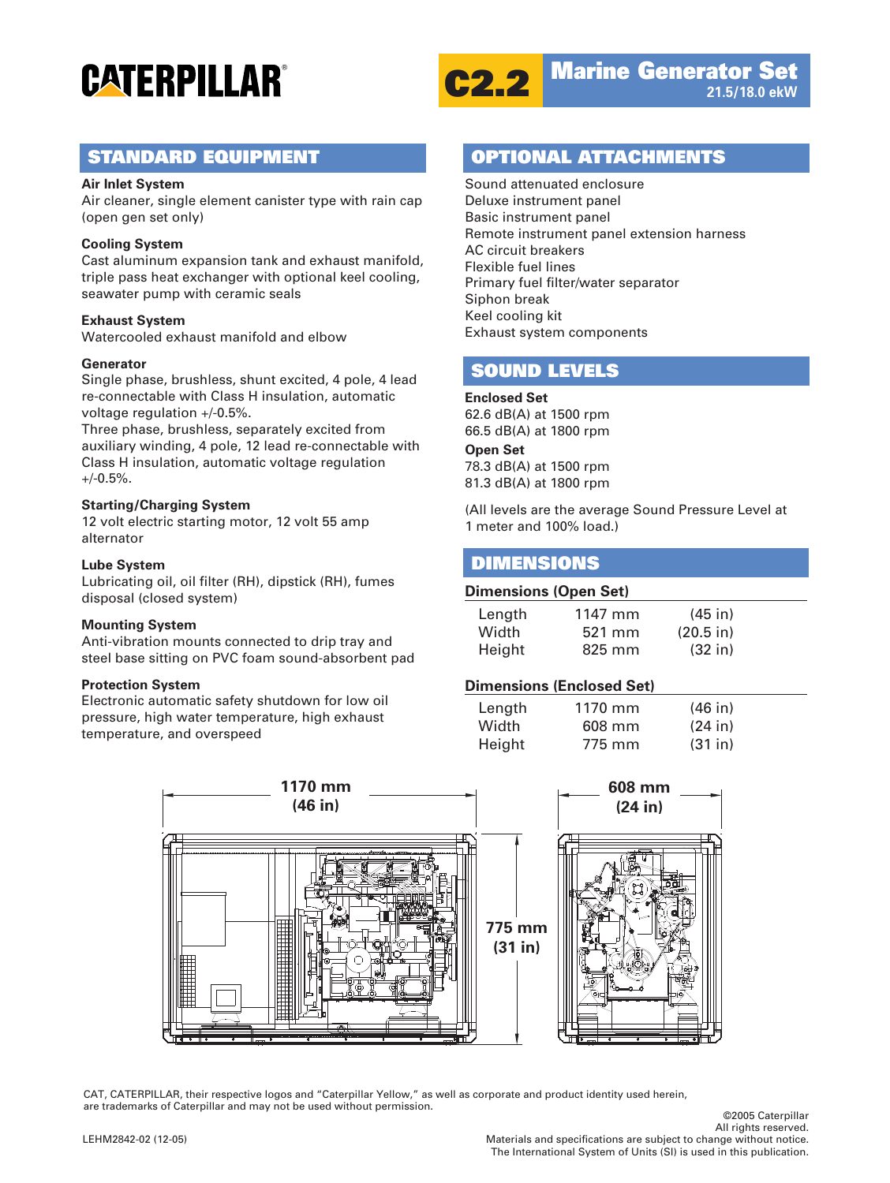# CATERPILLAR

# C2.2 Marine Generator Set

21.5/18.0 ekW

## STANDARD EQUIPMENT

**Air Inlet System**
Air cleaner, single element canister type with rain cap (open gen set only)

**Cooling System**
Cast aluminum expansion tank and exhaust manifold, triple pass heat exchanger with optional keel cooling, seawater pump with ceramic seals

**Exhaust System**
Watercooled exhaust manifold and elbow

**Generator**
Single phase, brushless, shunt excited, 4 pole, 4 lead re-connectable with Class H insulation, automatic voltage regulation +/-0.5%.
Three phase, brushless, separately excited from auxiliary winding, 4 pole, 12 lead re-connectable with Class H insulation, automatic voltage regulation +/-0.5%.

**Starting/Charging System**
12 volt electric starting motor, 12 volt 55 amp alternator

**Lube System**
Lubricating oil, oil filter (RH), dipstick (RH), fumes disposal (closed system)

**Mounting System**
Anti-vibration mounts connected to drip tray and steel base sitting on PVC foam sound-absorbent pad

**Protection System**
Electronic automatic safety shutdown for low oil pressure, high water temperature, high exhaust temperature, and overspeed

## OPTIONAL ATTACHMENTS

Sound attenuated enclosure
Deluxe instrument panel
Basic instrument panel
Remote instrument panel extension harness
AC circuit breakers
Flexible fuel lines
Primary fuel filter/water separator
Siphon break
Keel cooling kit
Exhaust system components

## SOUND LEVELS

**Enclosed Set**
62.6 dB(A) at 1500 rpm
66.5 dB(A) at 1800 rpm

**Open Set**
78.3 dB(A) at 1500 rpm
81.3 dB(A) at 1800 rpm

(All levels are the average Sound Pressure Level at 1 meter and 100% load.)

## DIMENSIONS

**Dimensions (Open Set)**

| | | |
|---|---|---|
| Length | 1147 mm | (45 in) |
| Width | 521 mm | (20.5 in) |
| Height | 825 mm | (32 in) |

**Dimensions (Enclosed Set)**

| | | |
|---|---|---|
| Length | 1170 mm | (46 in) |
| Width | 608 mm | (24 in) |
| Height | 775 mm | (31 in) |

1170 mm (46 in)
608 mm (24 in)
775 mm (31 in)

CAT, CATERPILLAR, their respective logos and "Caterpillar Yellow," as well as corporate and product identity used herein, are trademarks of Caterpillar and may not be used without permission.

LEHM2842-02 (12-05)

©2005 Caterpillar
All rights reserved.
Materials and specifications are subject to change without notice.
The International System of Units (SI) is used in this publication.